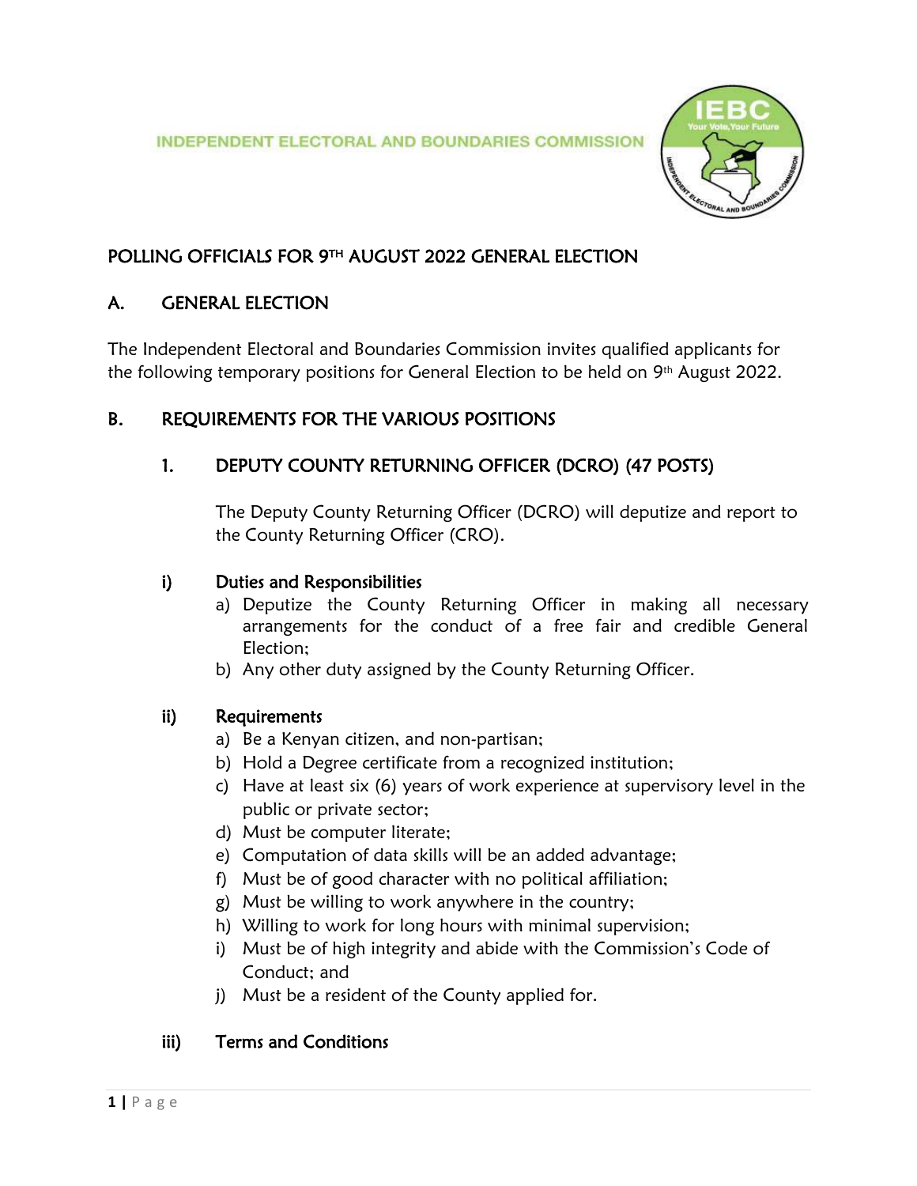INDEPENDENT ELECTORAL AND BOUNDARIES COMMISSION

# POLLING OFFICIALS FOR 9TH AUGUST 2022 GENERAL ELECTION

## A. GENERAL ELECTION

The Independent Electoral and Boundaries Commission invites qualified applicants for the following temporary positions for General Election to be held on 9th August 2022.

## B. REQUIREMENTS FOR THE VARIOUS POSITIONS

### 1. DEPUTY COUNTY RETURNING OFFICER (DCRO) (47 POSTS)

The Deputy County Returning Officer (DCRO) will deputize and report to the County Returning Officer (CRO).

#### i) Duties and Responsibilities

a) Deputize the County Returning Officer in making all necessary arrangements for the conduct of a free fair and credible General Election;
b) Any other duty assigned by the County Returning Officer.

#### ii) Requirements

a) Be a Kenyan citizen, and non-partisan;
b) Hold a Degree certificate from a recognized institution;
c) Have at least six (6) years of work experience at supervisory level in the public or private sector;
d) Must be computer literate;
e) Computation of data skills will be an added advantage;
f) Must be of good character with no political affiliation;
g) Must be willing to work anywhere in the country;
h) Willing to work for long hours with minimal supervision;
i) Must be of high integrity and abide with the Commission's Code of Conduct; and
j) Must be a resident of the County applied for.

#### iii) Terms and Conditions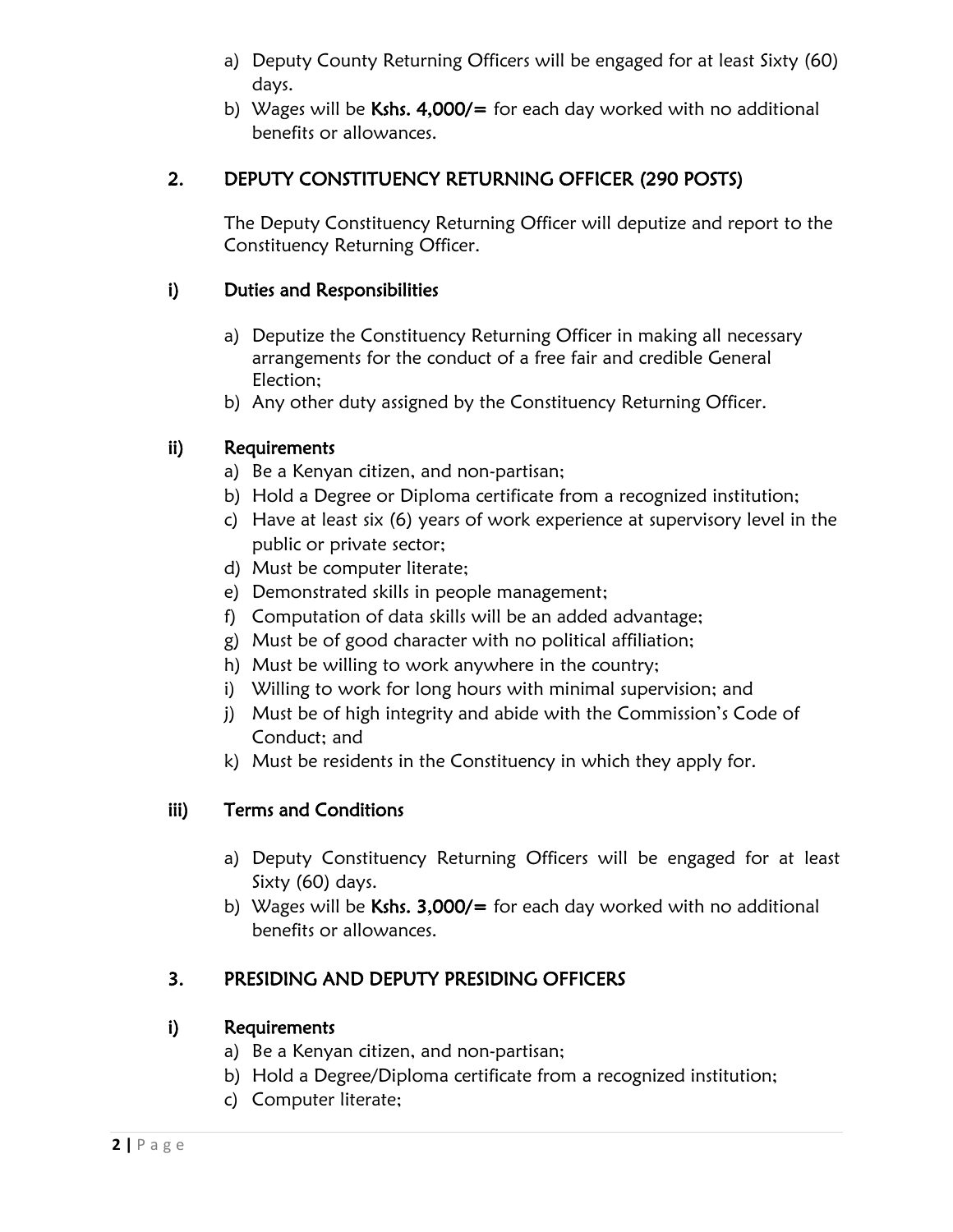a) Deputy County Returning Officers will be engaged for at least Sixty (60) days.
b) Wages will be **Kshs. 4,000/=** for each day worked with no additional benefits or allowances.

## 2. DEPUTY CONSTITUENCY RETURNING OFFICER (290 POSTS)

The Deputy Constituency Returning Officer will deputize and report to the Constituency Returning Officer.

### i) Duties and Responsibilities

a) Deputize the Constituency Returning Officer in making all necessary arrangements for the conduct of a free fair and credible General Election;
b) Any other duty assigned by the Constituency Returning Officer.

### ii) Requirements

a) Be a Kenyan citizen, and non-partisan;
b) Hold a Degree or Diploma certificate from a recognized institution;
c) Have at least six (6) years of work experience at supervisory level in the public or private sector;
d) Must be computer literate;
e) Demonstrated skills in people management;
f) Computation of data skills will be an added advantage;
g) Must be of good character with no political affiliation;
h) Must be willing to work anywhere in the country;
i) Willing to work for long hours with minimal supervision; and
j) Must be of high integrity and abide with the Commission's Code of Conduct; and
k) Must be residents in the Constituency in which they apply for.

### iii) Terms and Conditions

a) Deputy Constituency Returning Officers will be engaged for at least Sixty (60) days.
b) Wages will be **Kshs. 3,000/=** for each day worked with no additional benefits or allowances.

## 3. PRESIDING AND DEPUTY PRESIDING OFFICERS

### i) Requirements

a) Be a Kenyan citizen, and non-partisan;
b) Hold a Degree/Diploma certificate from a recognized institution;
c) Computer literate;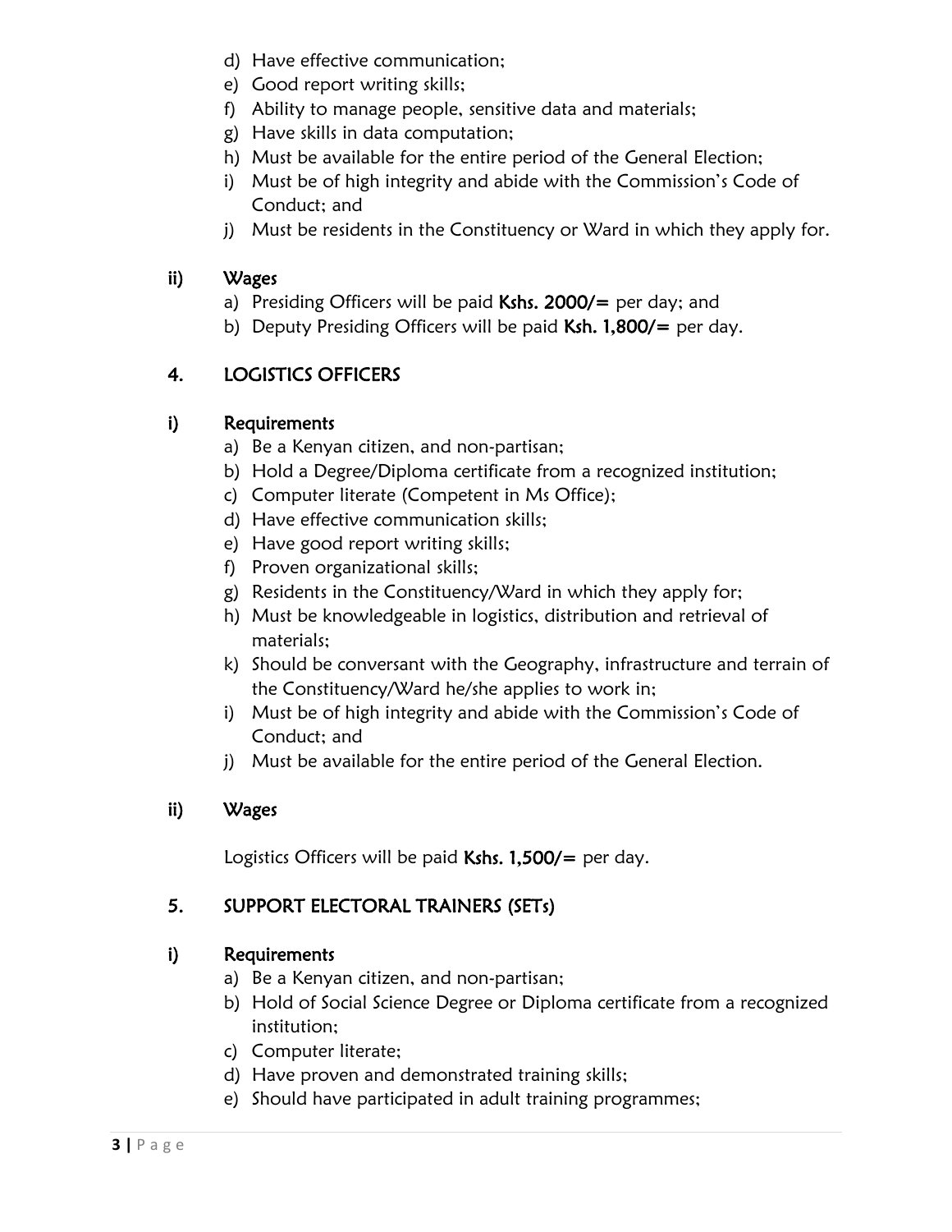d) Have effective communication;
e) Good report writing skills;
f) Ability to manage people, sensitive data and materials;
g) Have skills in data computation;
h) Must be available for the entire period of the General Election;
i) Must be of high integrity and abide with the Commission's Code of Conduct; and
j) Must be residents in the Constituency or Ward in which they apply for.

### ii) Wages

a) Presiding Officers will be paid **Kshs. 2000/=** per day; and
b) Deputy Presiding Officers will be paid **Ksh. 1,800/=** per day.

## 4. LOGISTICS OFFICERS

### i) Requirements

a) Be a Kenyan citizen, and non-partisan;
b) Hold a Degree/Diploma certificate from a recognized institution;
c) Computer literate (Competent in Ms Office);
d) Have effective communication skills;
e) Have good report writing skills;
f) Proven organizational skills;
g) Residents in the Constituency/Ward in which they apply for;
h) Must be knowledgeable in logistics, distribution and retrieval of materials;
k) Should be conversant with the Geography, infrastructure and terrain of the Constituency/Ward he/she applies to work in;
i) Must be of high integrity and abide with the Commission's Code of Conduct; and
j) Must be available for the entire period of the General Election.

### ii) Wages

Logistics Officers will be paid **Kshs. 1,500/=** per day.

## 5. SUPPORT ELECTORAL TRAINERS (SETs)

### i) Requirements

a) Be a Kenyan citizen, and non-partisan;
b) Hold of Social Science Degree or Diploma certificate from a recognized institution;
c) Computer literate;
d) Have proven and demonstrated training skills;
e) Should have participated in adult training programmes;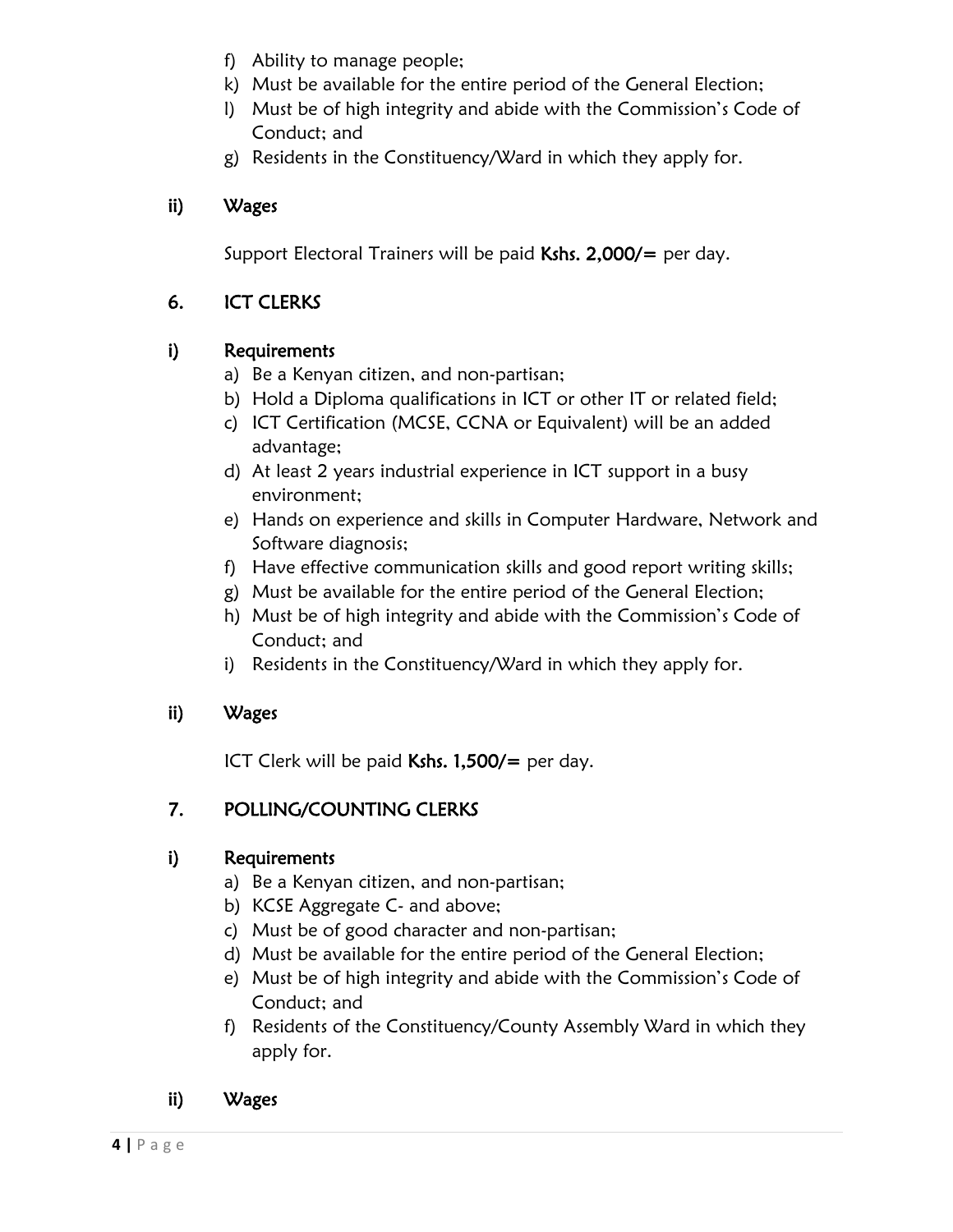f) Ability to manage people;
k) Must be available for the entire period of the General Election;
l) Must be of high integrity and abide with the Commission's Code of Conduct; and
g) Residents in the Constituency/Ward in which they apply for.

**ii) Wages**

Support Electoral Trainers will be paid **Kshs. 2,000/=** per day.

## 6. ICT CLERKS

**i) Requirements**

a) Be a Kenyan citizen, and non-partisan;
b) Hold a Diploma qualifications in ICT or other IT or related field;
c) ICT Certification (MCSE, CCNA or Equivalent) will be an added advantage;
d) At least 2 years industrial experience in ICT support in a busy environment;
e) Hands on experience and skills in Computer Hardware, Network and Software diagnosis;
f) Have effective communication skills and good report writing skills;
g) Must be available for the entire period of the General Election;
h) Must be of high integrity and abide with the Commission's Code of Conduct; and
i) Residents in the Constituency/Ward in which they apply for.

**ii) Wages**

ICT Clerk will be paid **Kshs. 1,500/=** per day.

## 7. POLLING/COUNTING CLERKS

**i) Requirements**

a) Be a Kenyan citizen, and non-partisan;
b) KCSE Aggregate C- and above;
c) Must be of good character and non-partisan;
d) Must be available for the entire period of the General Election;
e) Must be of high integrity and abide with the Commission's Code of Conduct; and
f) Residents of the Constituency/County Assembly Ward in which they apply for.

**ii) Wages**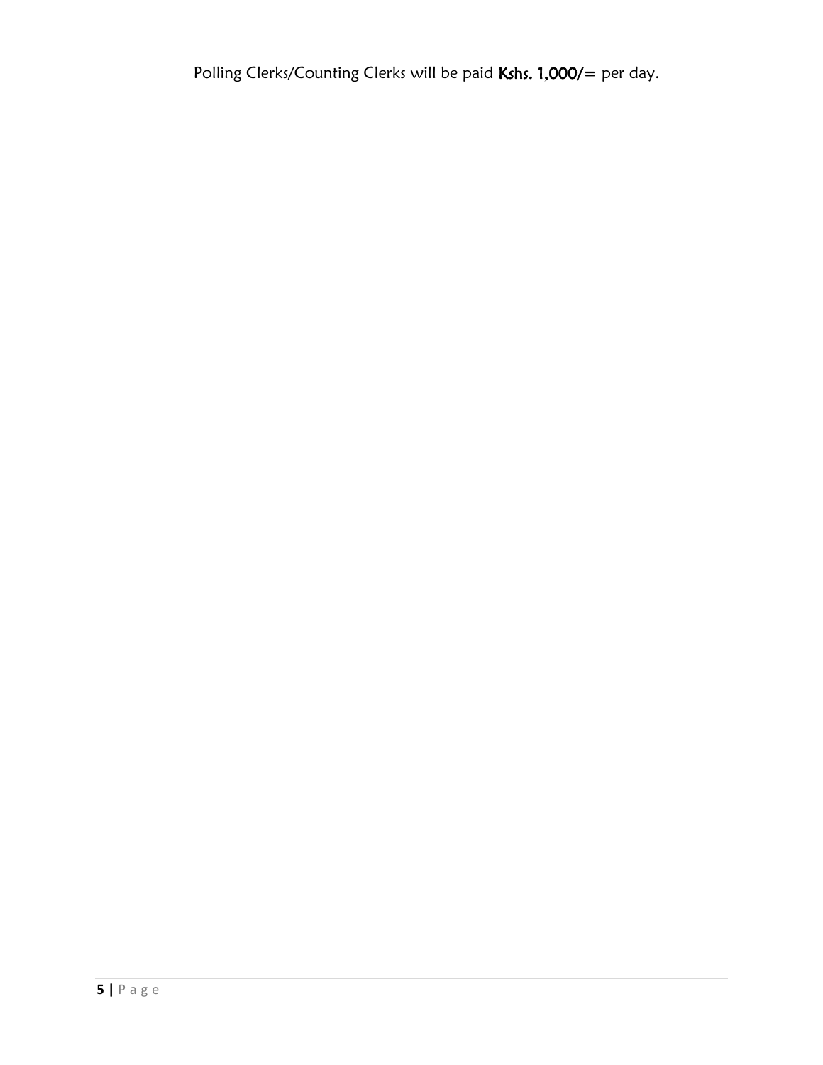Polling Clerks/Counting Clerks will be paid **Kshs. 1,000/=** per day.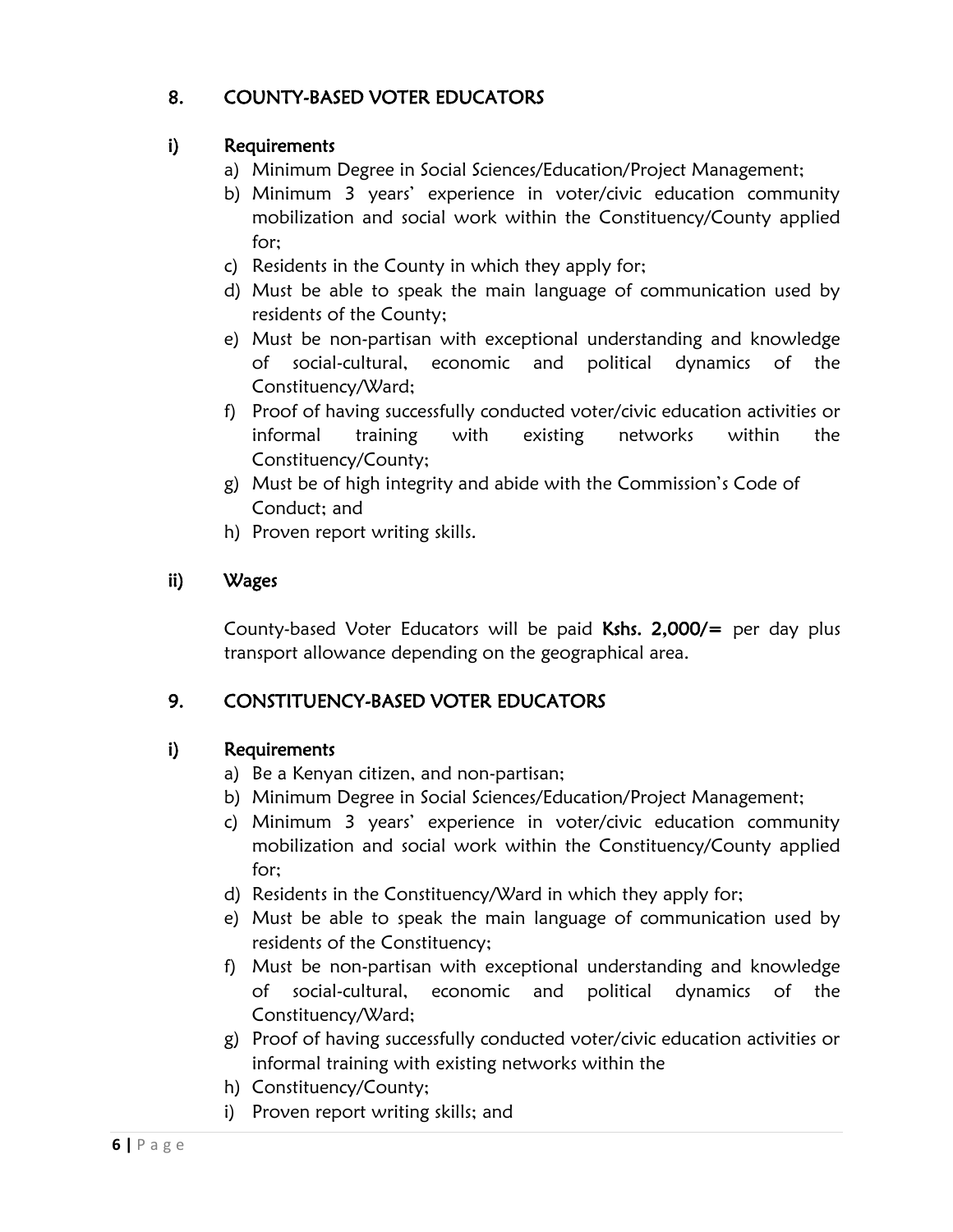## 8. COUNTY-BASED VOTER EDUCATORS

### i) Requirements

a) Minimum Degree in Social Sciences/Education/Project Management;
b) Minimum 3 years' experience in voter/civic education community mobilization and social work within the Constituency/County applied for;
c) Residents in the County in which they apply for;
d) Must be able to speak the main language of communication used by residents of the County;
e) Must be non-partisan with exceptional understanding and knowledge of social-cultural, economic and political dynamics of the Constituency/Ward;
f) Proof of having successfully conducted voter/civic education activities or informal training with existing networks within the Constituency/County;
g) Must be of high integrity and abide with the Commission's Code of Conduct; and
h) Proven report writing skills.

### ii) Wages

County-based Voter Educators will be paid **Kshs. 2,000/=** per day plus transport allowance depending on the geographical area.

## 9. CONSTITUENCY-BASED VOTER EDUCATORS

### i) Requirements

a) Be a Kenyan citizen, and non-partisan;
b) Minimum Degree in Social Sciences/Education/Project Management;
c) Minimum 3 years' experience in voter/civic education community mobilization and social work within the Constituency/County applied for;
d) Residents in the Constituency/Ward in which they apply for;
e) Must be able to speak the main language of communication used by residents of the Constituency;
f) Must be non-partisan with exceptional understanding and knowledge of social-cultural, economic and political dynamics of the Constituency/Ward;
g) Proof of having successfully conducted voter/civic education activities or informal training with existing networks within the
h) Constituency/County;
i) Proven report writing skills; and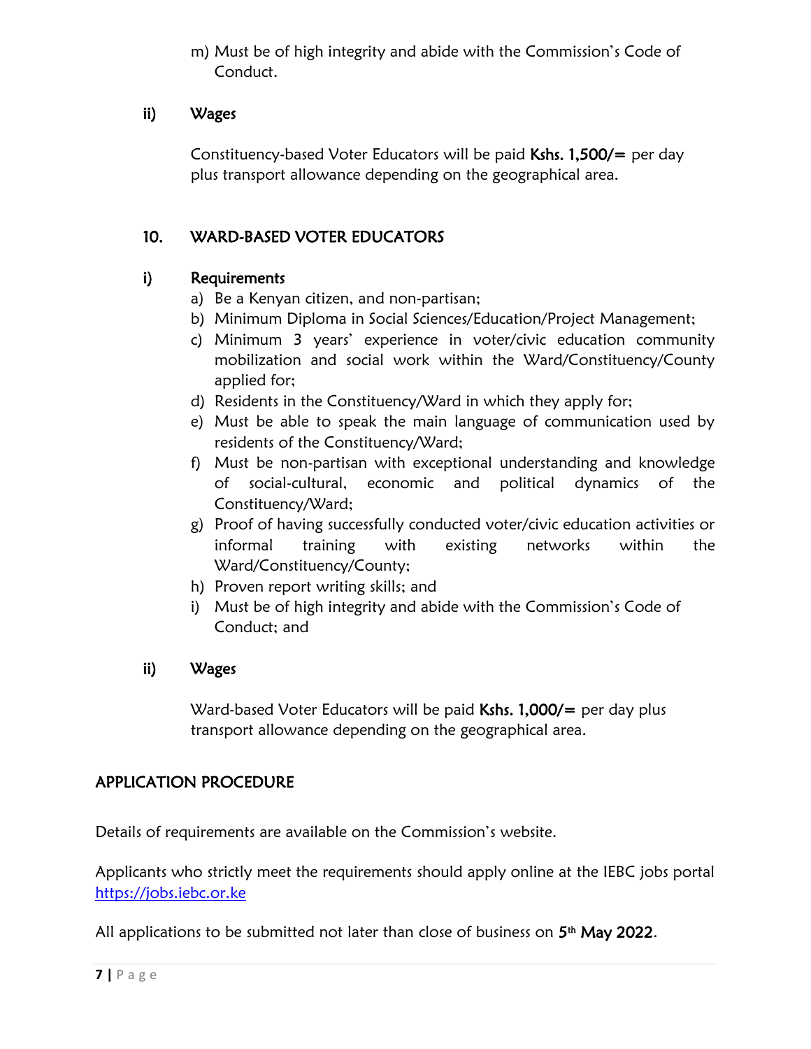m) Must be of high integrity and abide with the Commission's Code of Conduct.

**ii) Wages**

Constituency-based Voter Educators will be paid **Kshs. 1,500/=** per day plus transport allowance depending on the geographical area.

## 10. WARD-BASED VOTER EDUCATORS

**i) Requirements**

a) Be a Kenyan citizen, and non-partisan;
b) Minimum Diploma in Social Sciences/Education/Project Management;
c) Minimum 3 years' experience in voter/civic education community mobilization and social work within the Ward/Constituency/County applied for;
d) Residents in the Constituency/Ward in which they apply for;
e) Must be able to speak the main language of communication used by residents of the Constituency/Ward;
f) Must be non-partisan with exceptional understanding and knowledge of social-cultural, economic and political dynamics of the Constituency/Ward;
g) Proof of having successfully conducted voter/civic education activities or informal training with existing networks within the Ward/Constituency/County;
h) Proven report writing skills; and
i) Must be of high integrity and abide with the Commission's Code of Conduct; and

**ii) Wages**

Ward-based Voter Educators will be paid **Kshs. 1,000/=** per day plus transport allowance depending on the geographical area.

## APPLICATION PROCEDURE

Details of requirements are available on the Commission's website.

Applicants who strictly meet the requirements should apply online at the IEBC jobs portal [https://jobs.iebc.or.ke](https://jobs.iebc.or.ke)

All applications to be submitted not later than close of business on **5th May 2022**.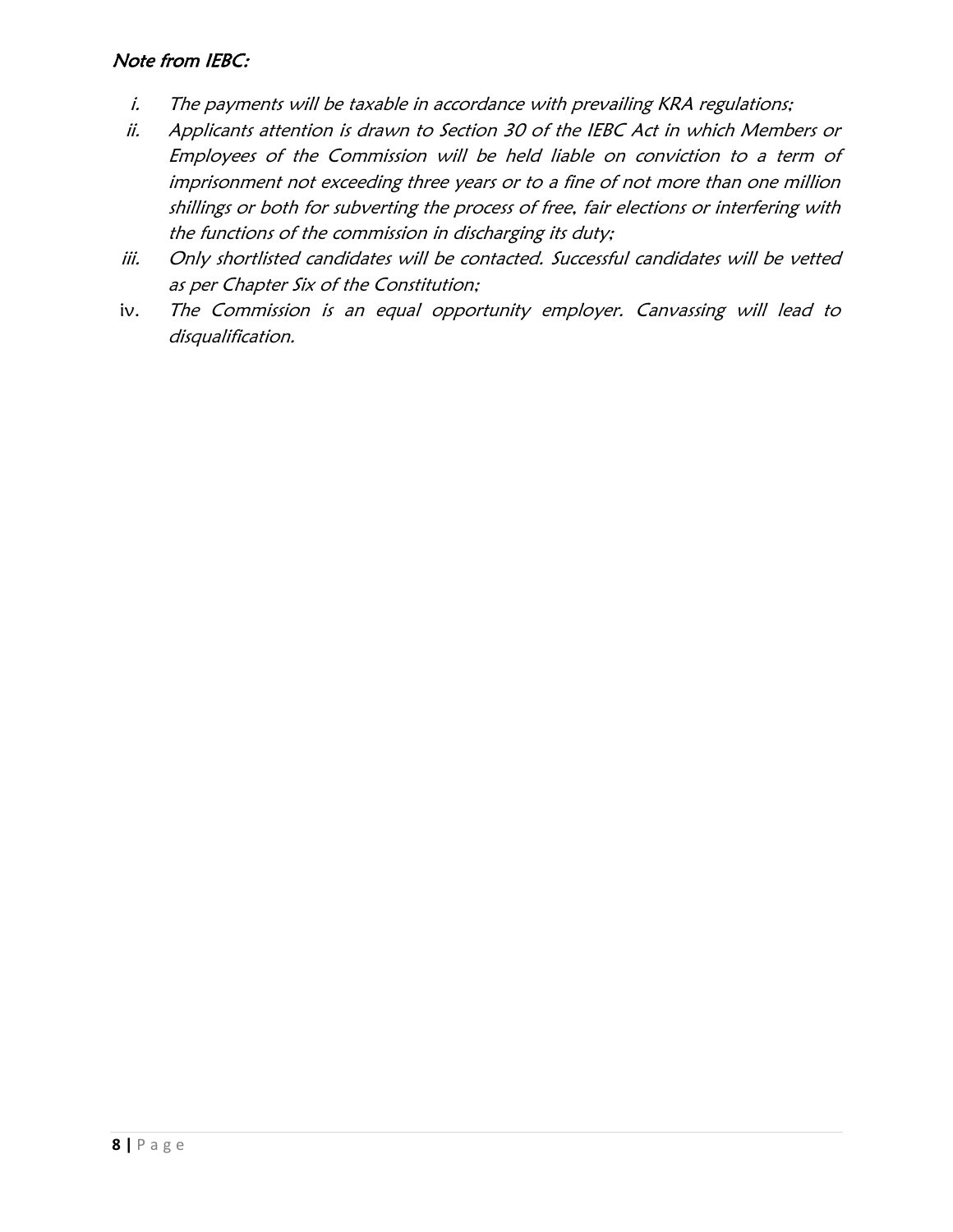*Note from IEBC:*

i. *The payments will be taxable in accordance with prevailing KRA regulations;*
ii. *Applicants attention is drawn to Section 30 of the IEBC Act in which Members or Employees of the Commission will be held liable on conviction to a term of imprisonment not exceeding three years or to a fine of not more than one million shillings or both for subverting the process of free, fair elections or interfering with the functions of the commission in discharging its duty;*
iii. *Only shortlisted candidates will be contacted. Successful candidates will be vetted as per Chapter Six of the Constitution;*
iv. *The Commission is an equal opportunity employer. Canvassing will lead to disqualification.*